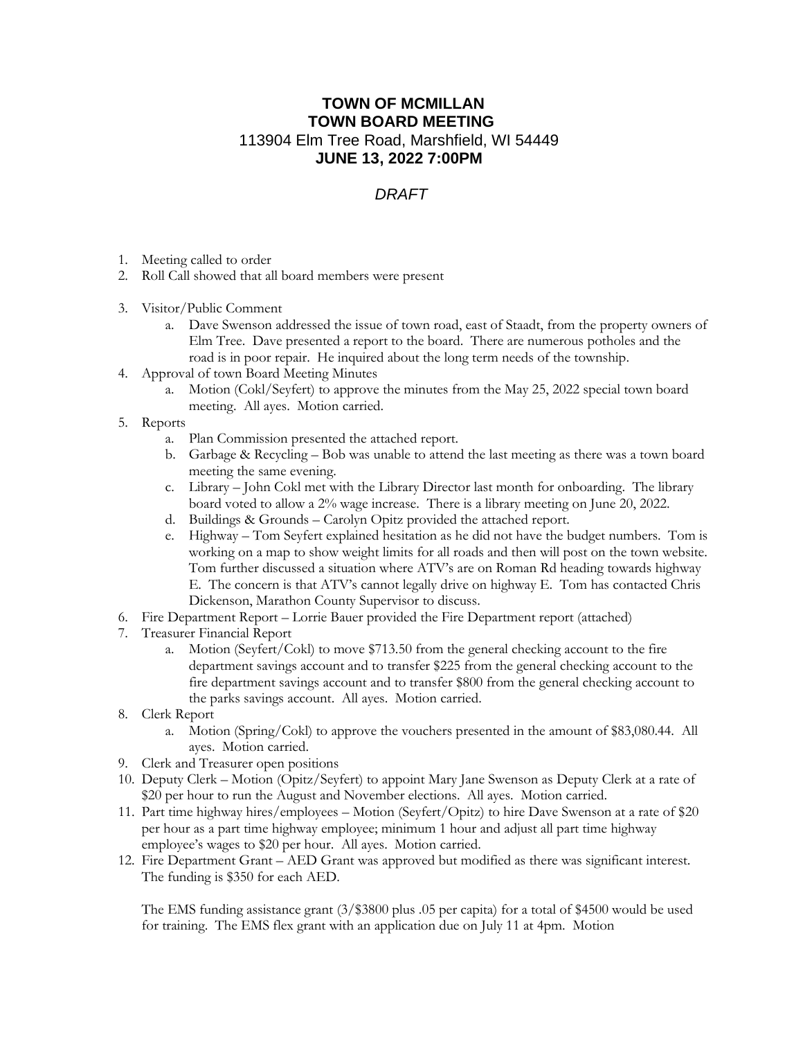# TOWN OF MCMILLAN
## TOWN BOARD MEETING
113904 Elm Tree Road, Marshfield, WI 54449
**JUNE 13, 2022 7:00PM**

*DRAFT*

1. Meeting called to order
2. Roll Call showed that all board members were present
3. Visitor/Public Comment
   a. Dave Swenson addressed the issue of town road, east of Staadt, from the property owners of Elm Tree. Dave presented a report to the board. There are numerous potholes and the road is in poor repair. He inquired about the long term needs of the township.
4. Approval of town Board Meeting Minutes
   a. Motion (Cokl/Seyfert) to approve the minutes from the May 25, 2022 special town board meeting. All ayes. Motion carried.
5. Reports
   a. Plan Commission presented the attached report.
   b. Garbage & Recycling – Bob was unable to attend the last meeting as there was a town board meeting the same evening.
   c. Library – John Cokl met with the Library Director last month for onboarding. The library board voted to allow a 2% wage increase. There is a library meeting on June 20, 2022.
   d. Buildings & Grounds – Carolyn Opitz provided the attached report.
   e. Highway – Tom Seyfert explained hesitation as he did not have the budget numbers. Tom is working on a map to show weight limits for all roads and then will post on the town website. Tom further discussed a situation where ATV's are on Roman Rd heading towards highway E. The concern is that ATV's cannot legally drive on highway E. Tom has contacted Chris Dickenson, Marathon County Supervisor to discuss.
6. Fire Department Report – Lorrie Bauer provided the Fire Department report (attached)
7. Treasurer Financial Report
   a. Motion (Seyfert/Cokl) to move $713.50 from the general checking account to the fire department savings account and to transfer $225 from the general checking account to the fire department savings account and to transfer $800 from the general checking account to the parks savings account. All ayes. Motion carried.
8. Clerk Report
   a. Motion (Spring/Cokl) to approve the vouchers presented in the amount of $83,080.44. All ayes. Motion carried.
9. Clerk and Treasurer open positions
10. Deputy Clerk – Motion (Opitz/Seyfert) to appoint Mary Jane Swenson as Deputy Clerk at a rate of $20 per hour to run the August and November elections. All ayes. Motion carried.
11. Part time highway hires/employees – Motion (Seyfert/Opitz) to hire Dave Swenson at a rate of $20 per hour as a part time highway employee; minimum 1 hour and adjust all part time highway employee's wages to $20 per hour. All ayes. Motion carried.
12. Fire Department Grant – AED Grant was approved but modified as there was significant interest. The funding is $350 for each AED.

    The EMS funding assistance grant (3/$3800 plus .05 per capita) for a total of $4500 would be used for training. The EMS flex grant with an application due on July 11 at 4pm. Motion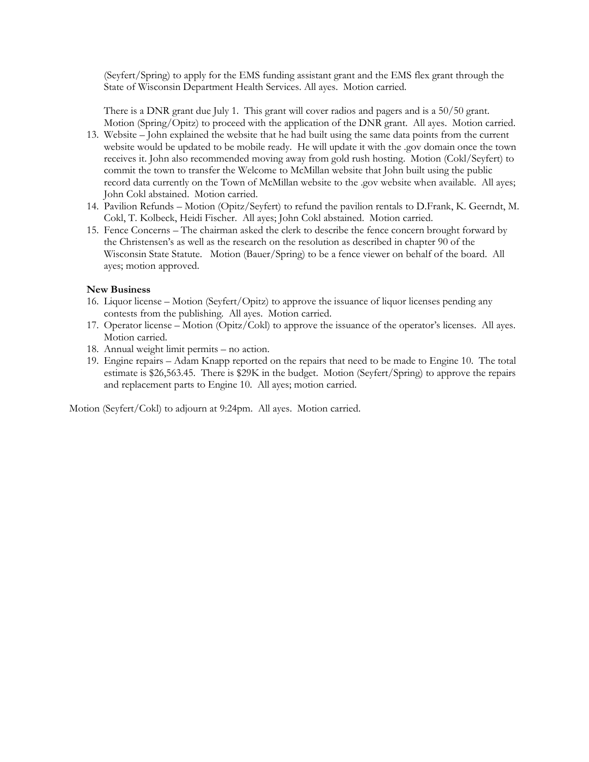(Seyfert/Spring) to apply for the EMS funding assistant grant and the EMS flex grant through the State of Wisconsin Department Health Services. All ayes. Motion carried.

There is a DNR grant due July 1. This grant will cover radios and pagers and is a 50/50 grant. Motion (Spring/Opitz) to proceed with the application of the DNR grant. All ayes. Motion carried.

13. Website – John explained the website that he had built using the same data points from the current website would be updated to be mobile ready. He will update it with the .gov domain once the town receives it. John also recommended moving away from gold rush hosting. Motion (Cokl/Seyfert) to commit the town to transfer the Welcome to McMillan website that John built using the public record data currently on the Town of McMillan website to the .gov website when available. All ayes; John Cokl abstained. Motion carried.
14. Pavilion Refunds – Motion (Opitz/Seyfert) to refund the pavilion rentals to D.Frank, K. Geerndt, M. Cokl, T. Kolbeck, Heidi Fischer. All ayes; John Cokl abstained. Motion carried.
15. Fence Concerns – The chairman asked the clerk to describe the fence concern brought forward by the Christensen's as well as the research on the resolution as described in chapter 90 of the Wisconsin State Statute. Motion (Bauer/Spring) to be a fence viewer on behalf of the board. All ayes; motion approved.

**New Business**

16. Liquor license – Motion (Seyfert/Opitz) to approve the issuance of liquor licenses pending any contests from the publishing. All ayes. Motion carried.
17. Operator license – Motion (Opitz/Cokl) to approve the issuance of the operator's licenses. All ayes. Motion carried.
18. Annual weight limit permits – no action.
19. Engine repairs – Adam Knapp reported on the repairs that need to be made to Engine 10. The total estimate is $26,563.45. There is $29K in the budget. Motion (Seyfert/Spring) to approve the repairs and replacement parts to Engine 10. All ayes; motion carried.

Motion (Seyfert/Cokl) to adjourn at 9:24pm. All ayes. Motion carried.